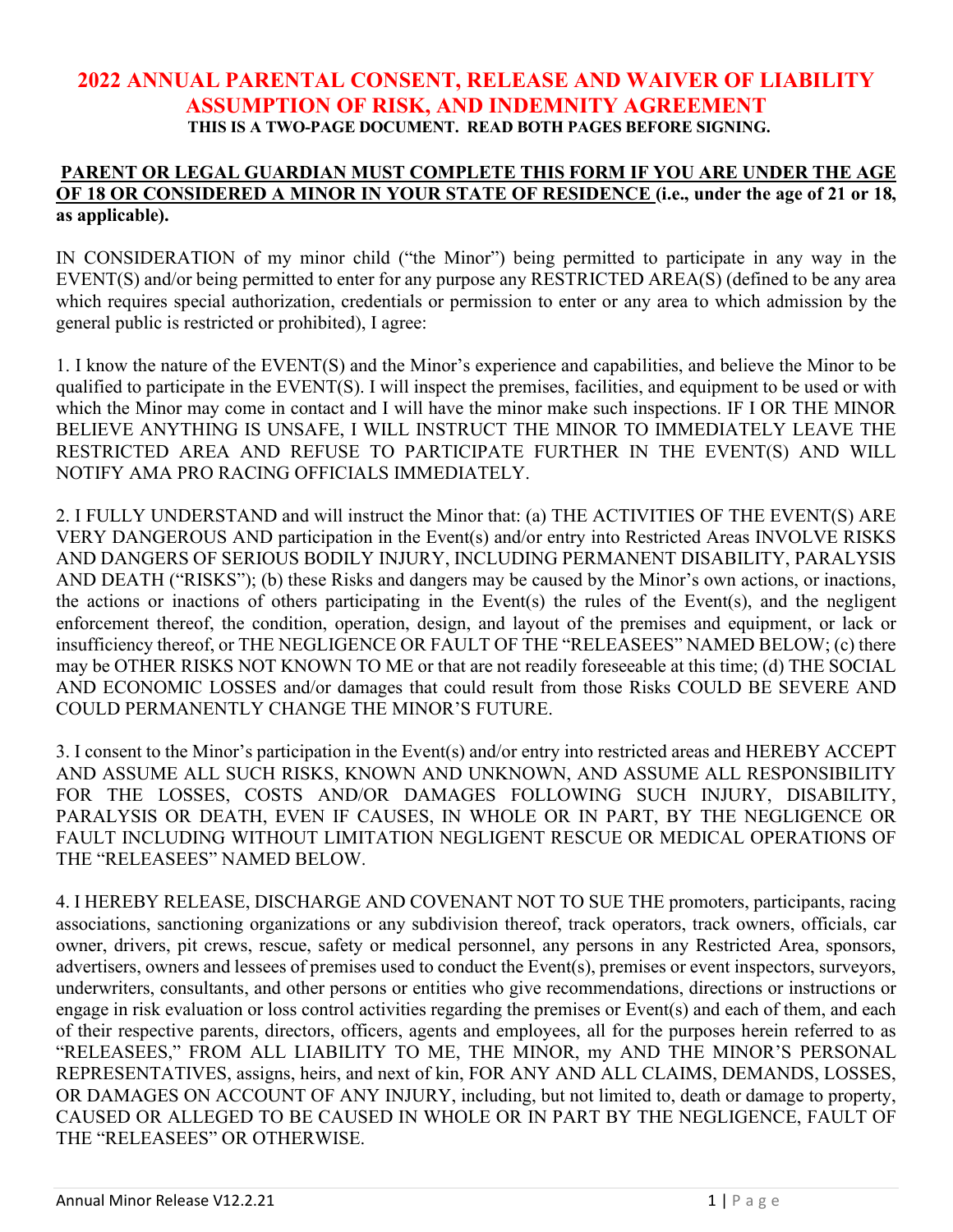# 2022 ANNUAL PARENTAL CONSENT, RELEASE AND WAIVER OF LIABILITY ASSUMPTION OF RISK, AND INDEMNITY AGREEMENT

**THIS IS A TWO-PAGE DOCUMENT. READ BOTH PAGES BEFORE SIGNING.**

**PARENT OR LEGAL GUARDIAN MUST COMPLETE THIS FORM IF YOU ARE UNDER THE AGE OF 18 OR CONSIDERED A MINOR IN YOUR STATE OF RESIDENCE (i.e., under the age of 21 or 18, as applicable).**

IN CONSIDERATION of my minor child ("the Minor") being permitted to participate in any way in the EVENT(S) and/or being permitted to enter for any purpose any RESTRICTED AREA(S) (defined to be any area which requires special authorization, credentials or permission to enter or any area to which admission by the general public is restricted or prohibited), I agree:

1. I know the nature of the EVENT(S) and the Minor's experience and capabilities, and believe the Minor to be qualified to participate in the EVENT(S). I will inspect the premises, facilities, and equipment to be used or with which the Minor may come in contact and I will have the minor make such inspections. IF I OR THE MINOR BELIEVE ANYTHING IS UNSAFE, I WILL INSTRUCT THE MINOR TO IMMEDIATELY LEAVE THE RESTRICTED AREA AND REFUSE TO PARTICIPATE FURTHER IN THE EVENT(S) AND WILL NOTIFY AMA PRO RACING OFFICIALS IMMEDIATELY.

2. I FULLY UNDERSTAND and will instruct the Minor that: (a) THE ACTIVITIES OF THE EVENT(S) ARE VERY DANGEROUS AND participation in the Event(s) and/or entry into Restricted Areas INVOLVE RISKS AND DANGERS OF SERIOUS BODILY INJURY, INCLUDING PERMANENT DISABILITY, PARALYSIS AND DEATH ("RISKS"); (b) these Risks and dangers may be caused by the Minor's own actions, or inactions, the actions or inactions of others participating in the Event(s) the rules of the Event(s), and the negligent enforcement thereof, the condition, operation, design, and layout of the premises and equipment, or lack or insufficiency thereof, or THE NEGLIGENCE OR FAULT OF THE "RELEASEES" NAMED BELOW; (c) there may be OTHER RISKS NOT KNOWN TO ME or that are not readily foreseeable at this time; (d) THE SOCIAL AND ECONOMIC LOSSES and/or damages that could result from those Risks COULD BE SEVERE AND COULD PERMANENTLY CHANGE THE MINOR'S FUTURE.

3. I consent to the Minor's participation in the Event(s) and/or entry into restricted areas and HEREBY ACCEPT AND ASSUME ALL SUCH RISKS, KNOWN AND UNKNOWN, AND ASSUME ALL RESPONSIBILITY FOR THE LOSSES, COSTS AND/OR DAMAGES FOLLOWING SUCH INJURY, DISABILITY, PARALYSIS OR DEATH, EVEN IF CAUSES, IN WHOLE OR IN PART, BY THE NEGLIGENCE OR FAULT INCLUDING WITHOUT LIMITATION NEGLIGENT RESCUE OR MEDICAL OPERATIONS OF THE "RELEASEES" NAMED BELOW.

4. I HEREBY RELEASE, DISCHARGE AND COVENANT NOT TO SUE THE promoters, participants, racing associations, sanctioning organizations or any subdivision thereof, track operators, track owners, officials, car owner, drivers, pit crews, rescue, safety or medical personnel, any persons in any Restricted Area, sponsors, advertisers, owners and lessees of premises used to conduct the Event(s), premises or event inspectors, surveyors, underwriters, consultants, and other persons or entities who give recommendations, directions or instructions or engage in risk evaluation or loss control activities regarding the premises or Event(s) and each of them, and each of their respective parents, directors, officers, agents and employees, all for the purposes herein referred to as "RELEASEES," FROM ALL LIABILITY TO ME, THE MINOR, my AND THE MINOR'S PERSONAL REPRESENTATIVES, assigns, heirs, and next of kin, FOR ANY AND ALL CLAIMS, DEMANDS, LOSSES, OR DAMAGES ON ACCOUNT OF ANY INJURY, including, but not limited to, death or damage to property, CAUSED OR ALLEGED TO BE CAUSED IN WHOLE OR IN PART BY THE NEGLIGENCE, FAULT OF THE "RELEASEES" OR OTHERWISE.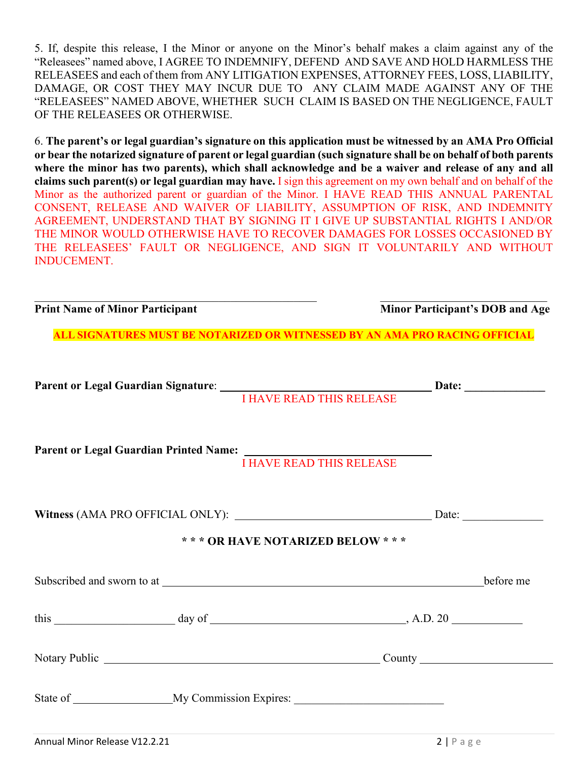5. If, despite this release, I the Minor or anyone on the Minor's behalf makes a claim against any of the "Releasees" named above, I AGREE TO INDEMNIFY, DEFEND AND SAVE AND HOLD HARMLESS THE RELEASEES and each of them from ANY LITIGATION EXPENSES, ATTORNEY FEES, LOSS, LIABILITY, DAMAGE, OR COST THEY MAY INCUR DUE TO ANY CLAIM MADE AGAINST ANY OF THE "RELEASEES" NAMED ABOVE, WHETHER SUCH CLAIM IS BASED ON THE NEGLIGENCE, FAULT OF THE RELEASEES OR OTHERWISE.

6. **The parent's or legal guardian's signature on this application must be witnessed by an AMA Pro Official or bear the notarized signature of parent or legal guardian (such signature shall be on behalf of both parents where the minor has two parents), which shall acknowledge and be a waiver and release of any and all claims such parent(s) or legal guardian may have.** I sign this agreement on my own behalf and on behalf of the Minor as the authorized parent or guardian of the Minor. I HAVE READ THIS ANNUAL PARENTAL CONSENT, RELEASE AND WAIVER OF LIABILITY, ASSUMPTION OF RISK, AND INDEMNITY AGREEMENT, UNDERSTAND THAT BY SIGNING IT I GIVE UP SUBSTANTIAL RIGHTS I AND/OR THE MINOR WOULD OTHERWISE HAVE TO RECOVER DAMAGES FOR LOSSES OCCASIONED BY THE RELEASEES' FAULT OR NEGLIGENCE, AND SIGN IT VOLUNTARILY AND WITHOUT INDUCEMENT.

______________________________________________ ____________________________

**Print Name of Minor Participant** **Minor Participant's DOB and Age**

**ALL SIGNATURES MUST BE NOTARIZED OR WITNESSED BY AN AMA PRO RACING OFFICIAL**

**Parent or Legal Guardian Signature**: ___________________________________ **Date:** ______________

I HAVE READ THIS RELEASE

**Parent or Legal Guardian Printed Name:** ___________________________________

I HAVE READ THIS RELEASE

**Witness** (AMA PRO OFFICIAL ONLY): ___________________________________ Date: ______________

**\* \* \* OR HAVE NOTARIZED BELOW \* \* \***

Subscribed and sworn to at ______________________________________________________ before me

this ____________________ day of _________________________________, A.D. 20 ____________

Notary Public _____________________________________________ County _____________________

State of ________________ My Commission Expires: _________________________